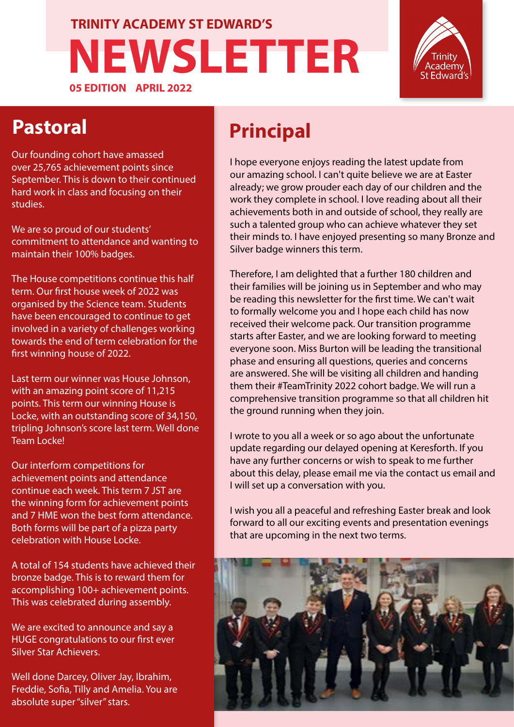TRINITY ACADEMY ST EDWARD'S

# NEWSLETTER

**05 EDITION APRIL 2022**

## Pastoral

Our founding cohort have amassed over 25,765 achievement points since September. This is down to their continued hard work in class and focusing on their studies.

We are so proud of our students' commitment to attendance and wanting to maintain their 100% badges.

The House competitions continue this half term. Our first house week of 2022 was organised by the Science team. Students have been encouraged to continue to get involved in a variety of challenges working towards the end of term celebration for the first winning house of 2022.

Last term our winner was House Johnson, with an amazing point score of 11,215 points. This term our winning House is Locke, with an outstanding score of 34,150, tripling Johnson's score last term. Well done Team Locke!

Our interform competitions for achievement points and attendance continue each week. This term 7 JST are the winning form for achievement points and 7 HME won the best form attendance. Both forms will be part of a pizza party celebration with House Locke.

A total of 154 students have achieved their bronze badge. This is to reward them for accomplishing 100+ achievement points. This was celebrated during assembly.

We are excited to announce and say a HUGE congratulations to our first ever Silver Star Achievers.

Well done Darcey, Oliver Jay, Ibrahim, Freddie, Sofia, Tilly and Amelia. You are absolute super "silver" stars.

## Principal

I hope everyone enjoys reading the latest update from our amazing school. I can't quite believe we are at Easter already; we grow prouder each day of our children and the work they complete in school. I love reading about all their achievements both in and outside of school, they really are such a talented group who can achieve whatever they set their minds to. I have enjoyed presenting so many Bronze and Silver badge winners this term.

Therefore, I am delighted that a further 180 children and their families will be joining us in September and who may be reading this newsletter for the first time. We can't wait to formally welcome you and I hope each child has now received their welcome pack. Our transition programme starts after Easter, and we are looking forward to meeting everyone soon. Miss Burton will be leading the transitional phase and ensuring all questions, queries and concerns are answered. She will be visiting all children and handing them their #TeamTrinity 2022 cohort badge. We will run a comprehensive transition programme so that all children hit the ground running when they join.

I wrote to you all a week or so ago about the unfortunate update regarding our delayed opening at Keresforth. If you have any further concerns or wish to speak to me further about this delay, please email me via the contact us email and I will set up a conversation with you.

I wish you all a peaceful and refreshing Easter break and look forward to all our exciting events and presentation evenings that are upcoming in the next two terms.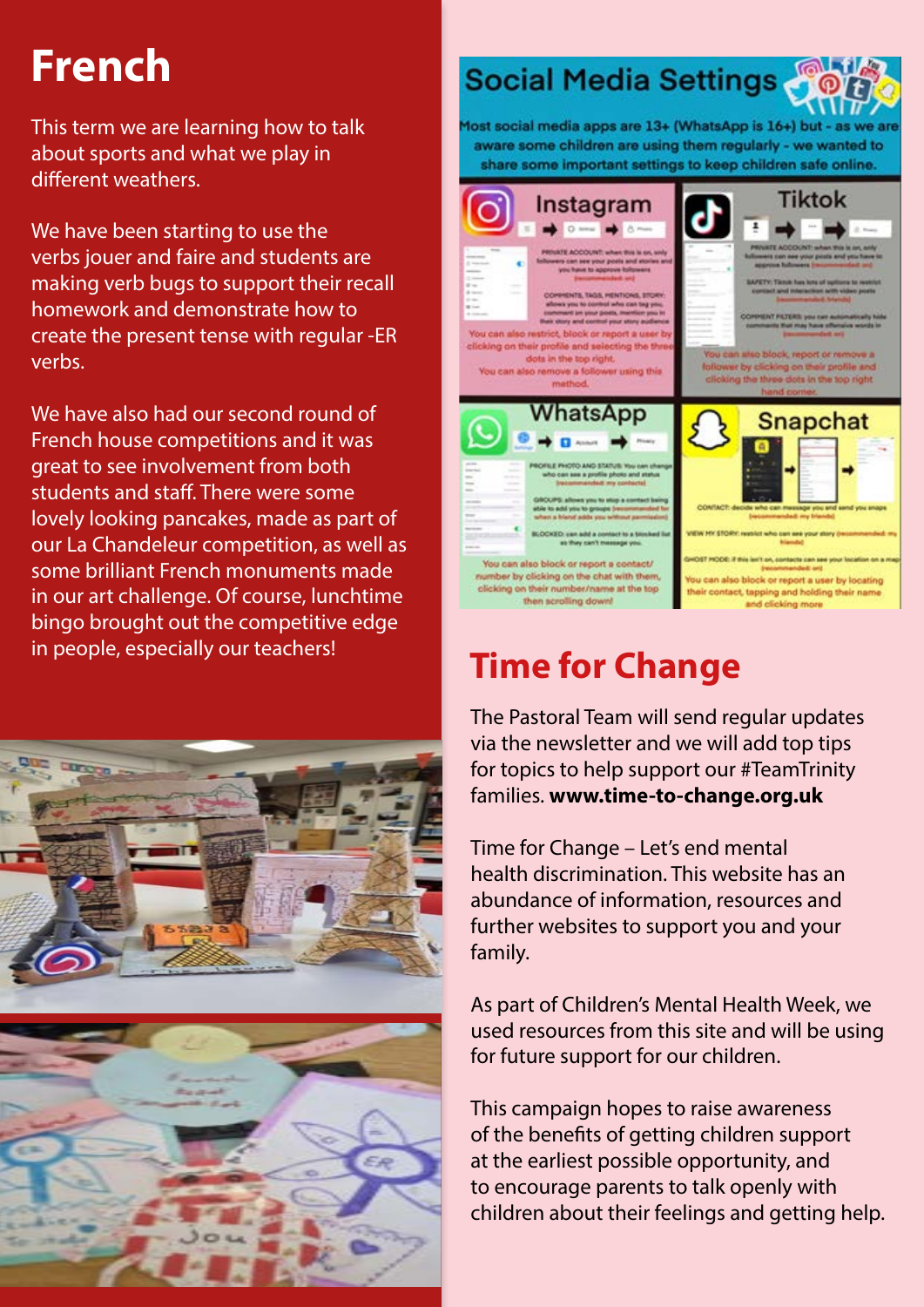# French

This term we are learning how to talk about sports and what we play in different weathers.

We have been starting to use the verbs jouer and faire and students are making verb bugs to support their recall homework and demonstrate how to create the present tense with regular -ER verbs.

We have also had our second round of French house competitions and it was great to see involvement from both students and staff. There were some lovely looking pancakes, made as part of our La Chandeleur competition, as well as some brilliant French monuments made in our art challenge. Of course, lunchtime bingo brought out the competitive edge in people, especially our teachers!

## Social Media Settings

Most social media apps are 13+ (WhatsApp is 16+) but - as we are aware some children are using them regularly - we wanted to share some important settings to keep children safe online.

### Instagram

PRIVATE ACCOUNT: when this is on, only followers can see your posts and stories and you have to approve followers (recommended: on)

COMMENTS, TAGS, MENTIONS, STORY: allows you to control who can tag you, comment on your posts, mention you in their story and control your story audience

You can also restrict, block or report a user by clicking on their profile and selecting the three dots in the top right. You can also remove a follower using this method.

### Tiktok

PRIVATE ACCOUNT: when this is on, only followers can see your posts and you have to approve followers (recommended: on)

SAFETY: Tiktok has lots of options to restrict contact and interaction with video posts (recommended: friends)

COMMENT FILTERS: you can automatically hide comments that may have offensive words in (recommended: on)

You can also block, report or remove a follower by clicking on their profile and clicking the three dots in the top right hand corner.

### WhatsApp

PROFILE PHOTO AND STATUS: You can change who can see a profile photo and status (recommended: my contacts)

GROUPS: allows you to stop a contact being able to add you to groups (recommended for when a friend adds you without permission)

BLOCKED: can add a contact to a blocked list so they can't message you.

You can also block or report a contact/number by clicking on the chat with them, clicking on their number/name at the top then scrolling down!

### Snapchat

CONTACT: decide who can message you and send you snaps (recommended: my friends)

VIEW MY STORY: restrict who can see your story (recommended: my friends)

GHOST MODE: if this isn't on, contacts can see your location on a map (recommended: on)

You can also block or report a user by locating their contact, tapping and holding their name and clicking more

## Time for Change

The Pastoral Team will send regular updates via the newsletter and we will add top tips for topics to help support our #TeamTrinity families. **www.time-to-change.org.uk**

Time for Change – Let's end mental health discrimination. This website has an abundance of information, resources and further websites to support you and your family.

As part of Children's Mental Health Week, we used resources from this site and will be using for future support for our children.

This campaign hopes to raise awareness of the benefits of getting children support at the earliest possible opportunity, and to encourage parents to talk openly with children about their feelings and getting help.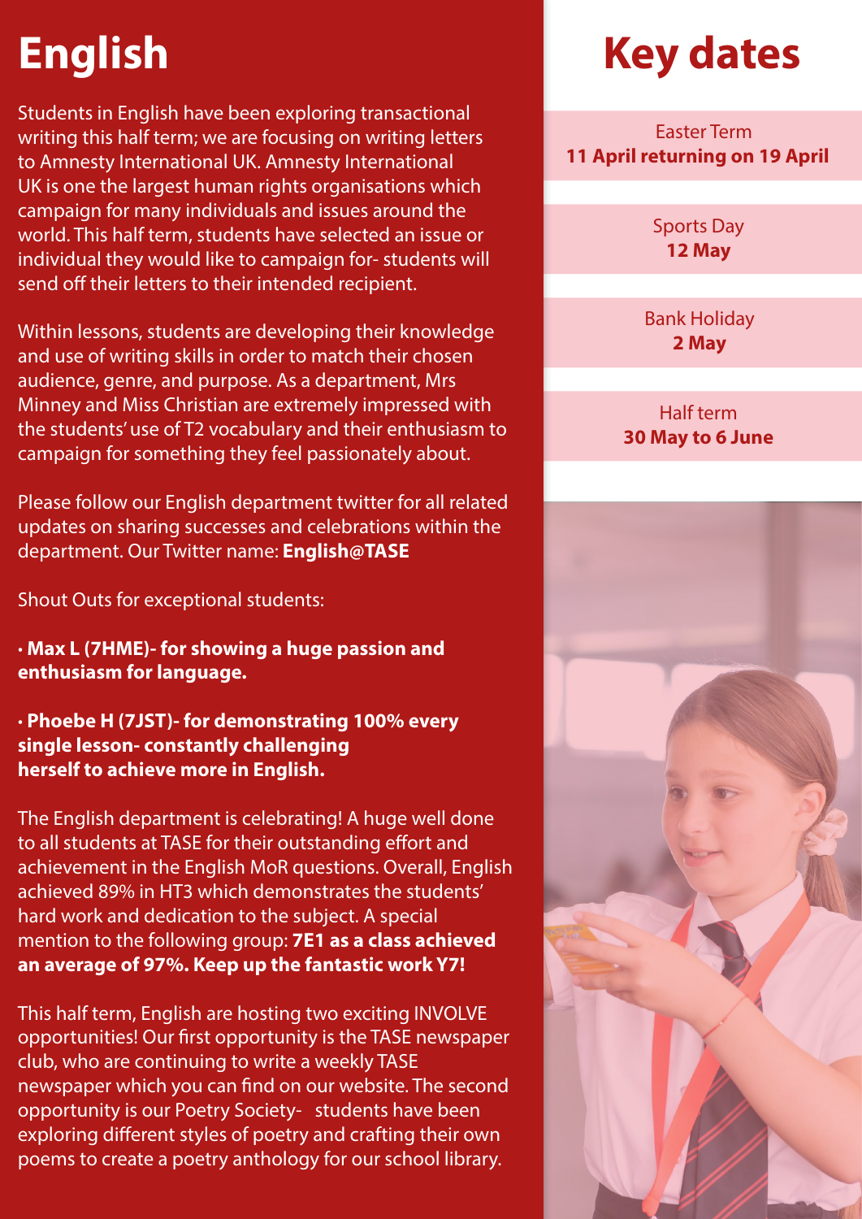# English

Students in English have been exploring transactional writing this half term; we are focusing on writing letters to Amnesty International UK. Amnesty International UK is one the largest human rights organisations which campaign for many individuals and issues around the world. This half term, students have selected an issue or individual they would like to campaign for- students will send off their letters to their intended recipient.

Within lessons, students are developing their knowledge and use of writing skills in order to match their chosen audience, genre, and purpose. As a department, Mrs Minney and Miss Christian are extremely impressed with the students' use of T2 vocabulary and their enthusiasm to campaign for something they feel passionately about.

Please follow our English department twitter for all related updates on sharing successes and celebrations within the department. Our Twitter name: **English@TASE**

Shout Outs for exceptional students:

- **Max L (7HME)- for showing a huge passion and enthusiasm for language.**

- **Phoebe H (7JST)- for demonstrating 100% every single lesson- constantly challenging herself to achieve more in English.**

The English department is celebrating! A huge well done to all students at TASE for their outstanding effort and achievement in the English MoR questions. Overall, English achieved 89% in HT3 which demonstrates the students' hard work and dedication to the subject. A special mention to the following group: **7E1 as a class achieved an average of 97%. Keep up the fantastic work Y7!**

This half term, English are hosting two exciting INVOLVE opportunities! Our first opportunity is the TASE newspaper club, who are continuing to write a weekly TASE newspaper which you can find on our website. The second opportunity is our Poetry Society- students have been exploring different styles of poetry and crafting their own poems to create a poetry anthology for our school library.

# Key dates

Easter Term
**11 April returning on 19 April**

Sports Day
**12 May**

Bank Holiday
**2 May**

Half term
**30 May to 6 June**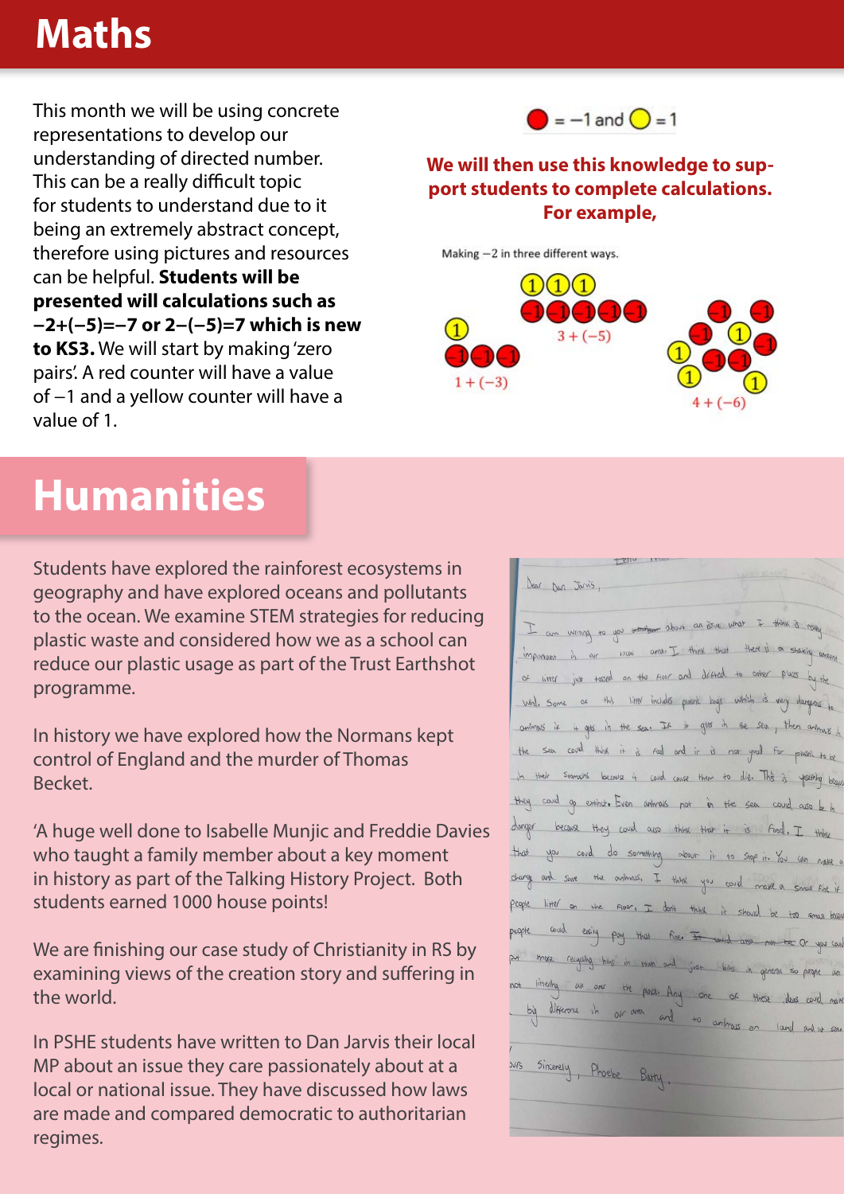# Maths

This month we will be using concrete representations to develop our understanding of directed number. This can be a really difficult topic for students to understand due to it being an extremely abstract concept, therefore using pictures and resources can be helpful. **Students will be presented will calculations such as $-2+(-5)=-7$ or $2-(-5)=7$ which is new to KS3.** We will start by making 'zero pairs'. A red counter will have a value of $-1$ and a yellow counter will have a value of 1.

= $-1$ and = 1

**We will then use this knowledge to support students to complete calculations. For example,**

Making $-2$ in three different ways.

$1+(-3)$

$3+(-5)$

$4+(-6)$

# Humanities

Students have explored the rainforest ecosystems in geography and have explored oceans and pollutants to the ocean. We examine STEM strategies for reducing plastic waste and considered how we as a school can reduce our plastic usage as part of the Trust Earthshot programme.

In history we have explored how the Normans kept control of England and the murder of Thomas Becket.

'A huge well done to Isabelle Munjic and Freddie Davies who taught a family member about a key moment in history as part of the Talking History Project. Both students earned 1000 house points!

We are finishing our case study of Christianity in RS by examining views of the creation story and suffering in the world.

In PSHE students have written to Dan Jarvis their local MP about an issue they care passionately about at a local or national issue. They have discussed how laws are made and compared democratic to authoritarian regimes.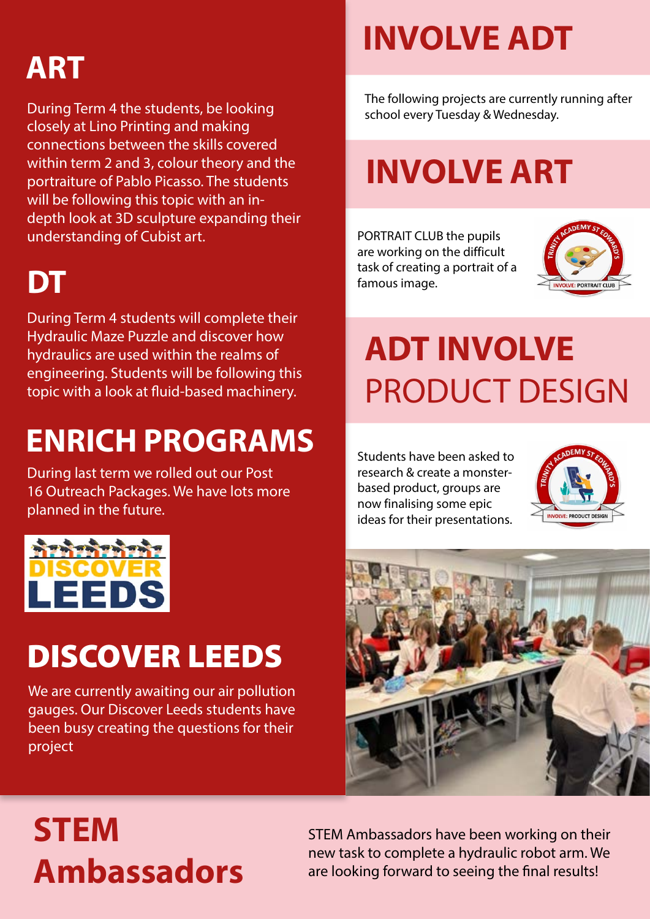# ART

During Term 4 the students, be looking closely at Lino Printing and making connections between the skills covered within term 2 and 3, colour theory and the portraiture of Pablo Picasso. The students will be following this topic with an in-depth look at 3D sculpture expanding their understanding of Cubist art.

# DT

During Term 4 students will complete their Hydraulic Maze Puzzle and discover how hydraulics are used within the realms of engineering. Students will be following this topic with a look at fluid-based machinery.

# ENRICH PROGRAMS

During last term we rolled out our Post 16 Outreach Packages. We have lots more planned in the future.

# DISCOVER LEEDS

We are currently awaiting our air pollution gauges. Our Discover Leeds students have been busy creating the questions for their project

# INVOLVE ADT

The following projects are currently running after school every Tuesday & Wednesday.

# INVOLVE ART

PORTRAIT CLUB the pupils are working on the difficult task of creating a portrait of a famous image.

# ADT INVOLVE PRODUCT DESIGN

Students have been asked to research & create a monster-based product, groups are now finalising some epic ideas for their presentations.

# STEM Ambassadors

STEM Ambassadors have been working on their new task to complete a hydraulic robot arm. We are looking forward to seeing the final results!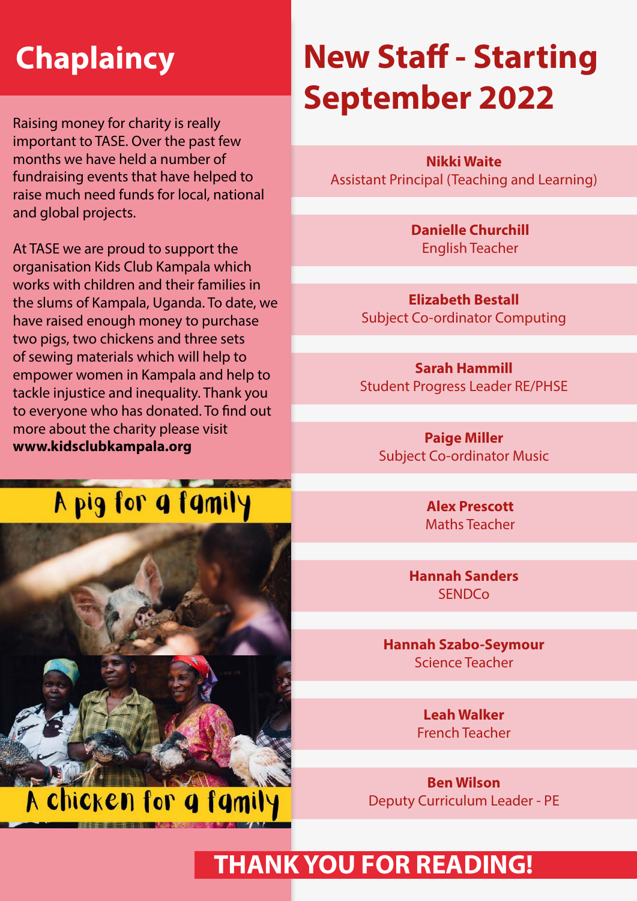## Chaplaincy

Raising money for charity is really important to TASE. Over the past few months we have held a number of fundraising events that have helped to raise much need funds for local, national and global projects.

At TASE we are proud to support the organisation Kids Club Kampala which works with children and their families in the slums of Kampala, Uganda. To date, we have raised enough money to purchase two pigs, two chickens and three sets of sewing materials which will help to empower women in Kampala and help to tackle injustice and inequality. Thank you to everyone who has donated. To find out more about the charity please visit **www.kidsclubkampala.org**

A pig for a family

A chicken for a family

## New Staff - Starting September 2022

**Nikki Waite**
Assistant Principal (Teaching and Learning)

**Danielle Churchill**
English Teacher

**Elizabeth Bestall**
Subject Co-ordinator Computing

**Sarah Hammill**
Student Progress Leader RE/PHSE

**Paige Miller**
Subject Co-ordinator Music

**Alex Prescott**
Maths Teacher

**Hannah Sanders**
SENDCo

**Hannah Szabo-Seymour**
Science Teacher

**Leah Walker**
French Teacher

**Ben Wilson**
Deputy Curriculum Leader - PE

**THANK YOU FOR READING!**